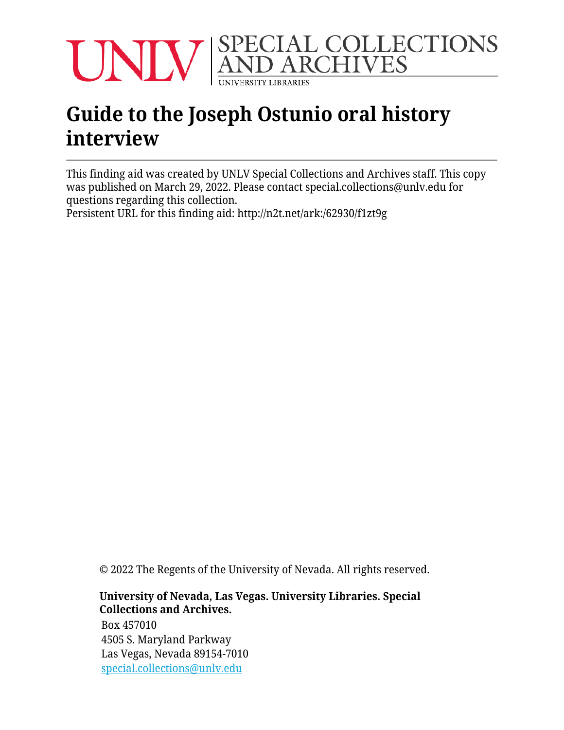UNLV | SPECIAL COLLECTIONS AND ARCHIVES
UNIVERSITY LIBRARIES

# Guide to the Joseph Ostunio oral history interview

This finding aid was created by UNLV Special Collections and Archives staff. This copy was published on March 29, 2022. Please contact special.collections@unlv.edu for questions regarding this collection.
Persistent URL for this finding aid: http://n2t.net/ark:/62930/f1zt9g

© 2022 The Regents of the University of Nevada. All rights reserved.

**University of Nevada, Las Vegas. University Libraries. Special Collections and Archives.**
Box 457010
4505 S. Maryland Parkway
Las Vegas, Nevada 89154-7010
special.collections@unlv.edu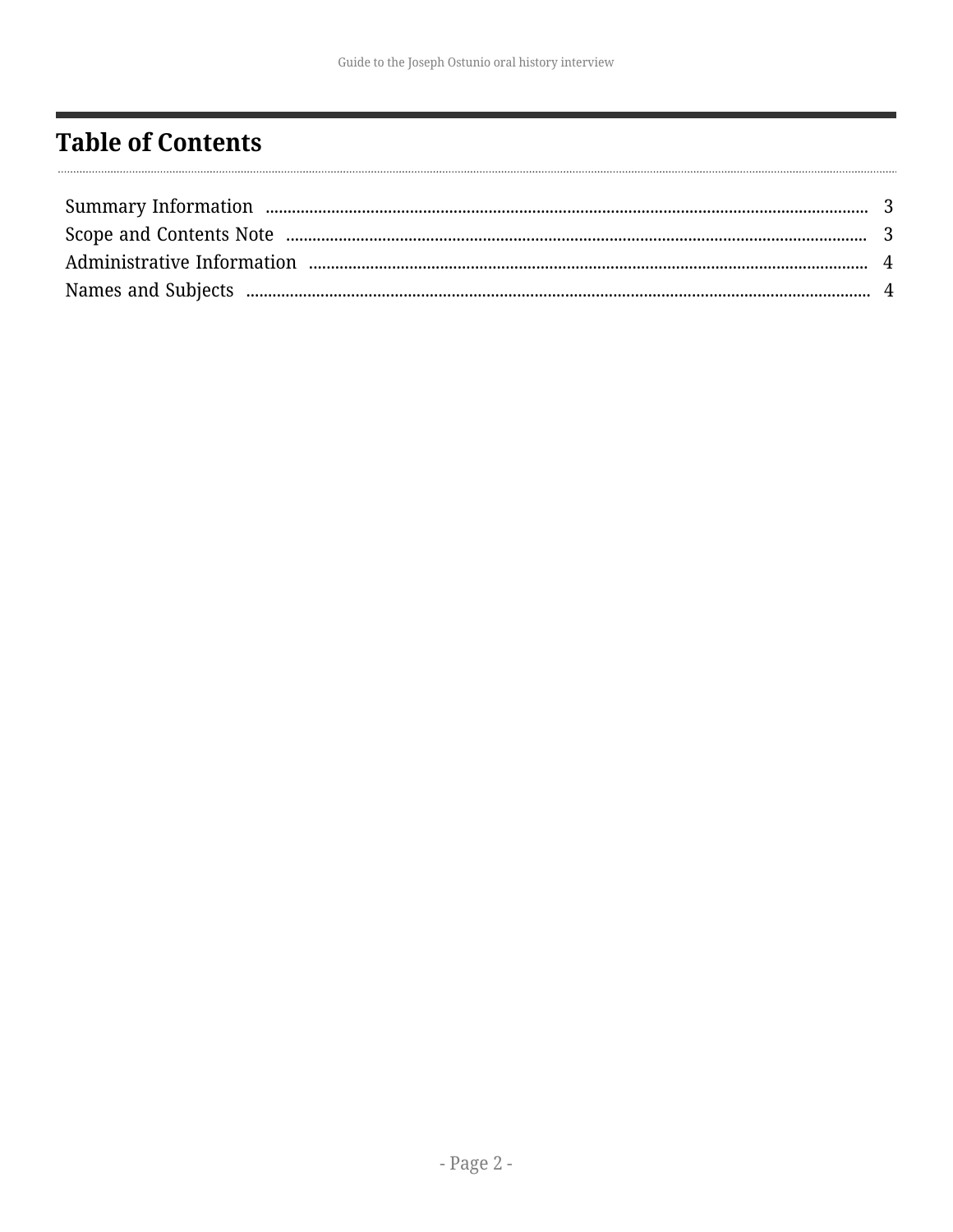# Table of Contents

Summary Information ..... 3
Scope and Contents Note ..... 3
Administrative Information ..... 4
Names and Subjects ..... 4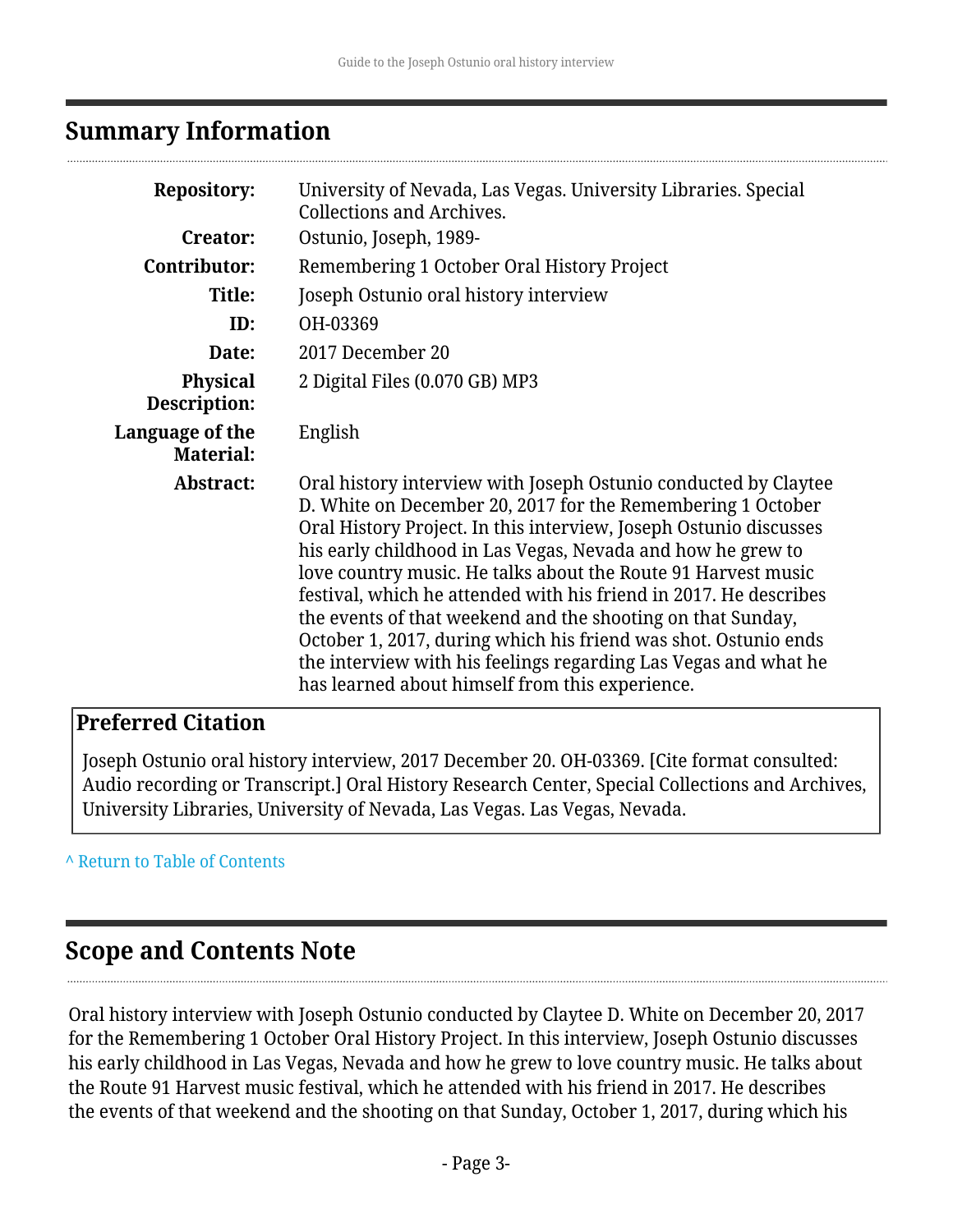## Summary Information

| | |
|---|---|
| **Repository:** | University of Nevada, Las Vegas. University Libraries. Special Collections and Archives. |
| **Creator:** | Ostunio, Joseph, 1989- |
| **Contributor:** | Remembering 1 October Oral History Project |
| **Title:** | Joseph Ostunio oral history interview |
| **ID:** | OH-03369 |
| **Date:** | 2017 December 20 |
| **Physical Description:** | 2 Digital Files (0.070 GB) MP3 |
| **Language of the Material:** | English |
| **Abstract:** | Oral history interview with Joseph Ostunio conducted by Claytee D. White on December 20, 2017 for the Remembering 1 October Oral History Project. In this interview, Joseph Ostunio discusses his early childhood in Las Vegas, Nevada and how he grew to love country music. He talks about the Route 91 Harvest music festival, which he attended with his friend in 2017. He describes the events of that weekend and the shooting on that Sunday, October 1, 2017, during which his friend was shot. Ostunio ends the interview with his feelings regarding Las Vegas and what he has learned about himself from this experience. |

### Preferred Citation

Joseph Ostunio oral history interview, 2017 December 20. OH-03369. [Cite format consulted: Audio recording or Transcript.] Oral History Research Center, Special Collections and Archives, University Libraries, University of Nevada, Las Vegas. Las Vegas, Nevada.

^ Return to Table of Contents

## Scope and Contents Note

Oral history interview with Joseph Ostunio conducted by Claytee D. White on December 20, 2017 for the Remembering 1 October Oral History Project. In this interview, Joseph Ostunio discusses his early childhood in Las Vegas, Nevada and how he grew to love country music. He talks about the Route 91 Harvest music festival, which he attended with his friend in 2017. He describes the events of that weekend and the shooting on that Sunday, October 1, 2017, during which his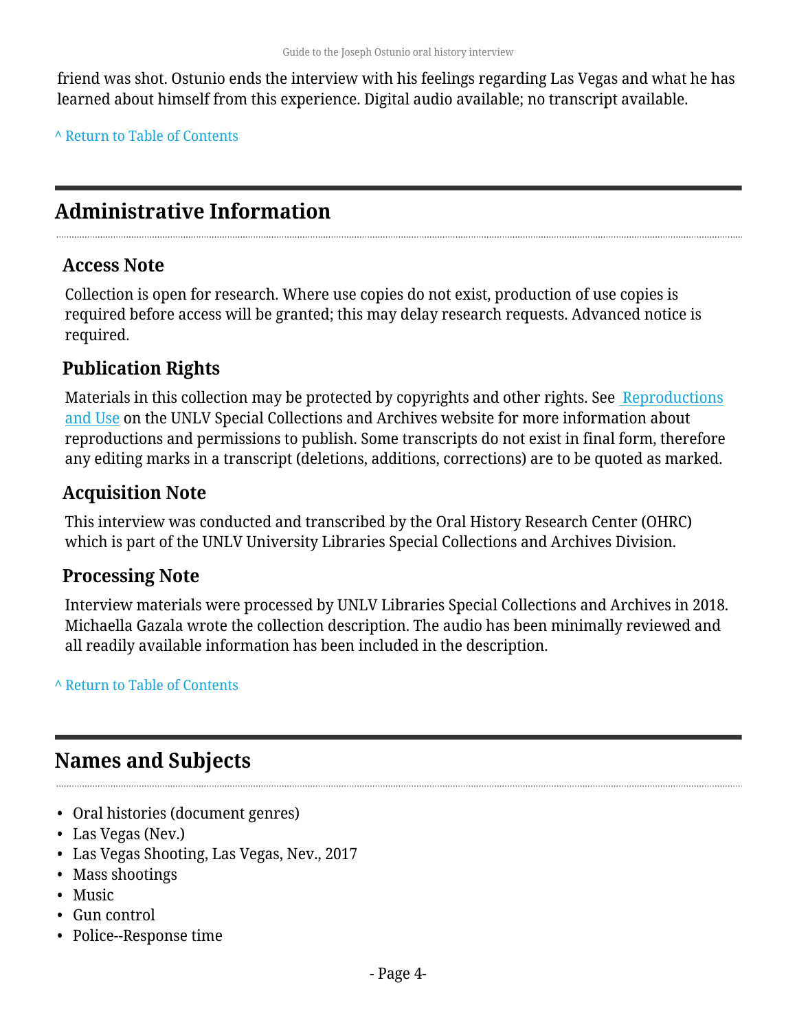friend was shot. Ostunio ends the interview with his feelings regarding Las Vegas and what he has learned about himself from this experience. Digital audio available; no transcript available.

^ Return to Table of Contents

## Administrative Information

### Access Note

Collection is open for research. Where use copies do not exist, production of use copies is required before access will be granted; this may delay research requests. Advanced notice is required.

### Publication Rights

Materials in this collection may be protected by copyrights and other rights. See Reproductions and Use on the UNLV Special Collections and Archives website for more information about reproductions and permissions to publish. Some transcripts do not exist in final form, therefore any editing marks in a transcript (deletions, additions, corrections) are to be quoted as marked.

### Acquisition Note

This interview was conducted and transcribed by the Oral History Research Center (OHRC) which is part of the UNLV University Libraries Special Collections and Archives Division.

### Processing Note

Interview materials were processed by UNLV Libraries Special Collections and Archives in 2018. Michaella Gazala wrote the collection description. The audio has been minimally reviewed and all readily available information has been included in the description.

^ Return to Table of Contents

## Names and Subjects

- Oral histories (document genres)
- Las Vegas (Nev.)
- Las Vegas Shooting, Las Vegas, Nev., 2017
- Mass shootings
- Music
- Gun control
- Police--Response time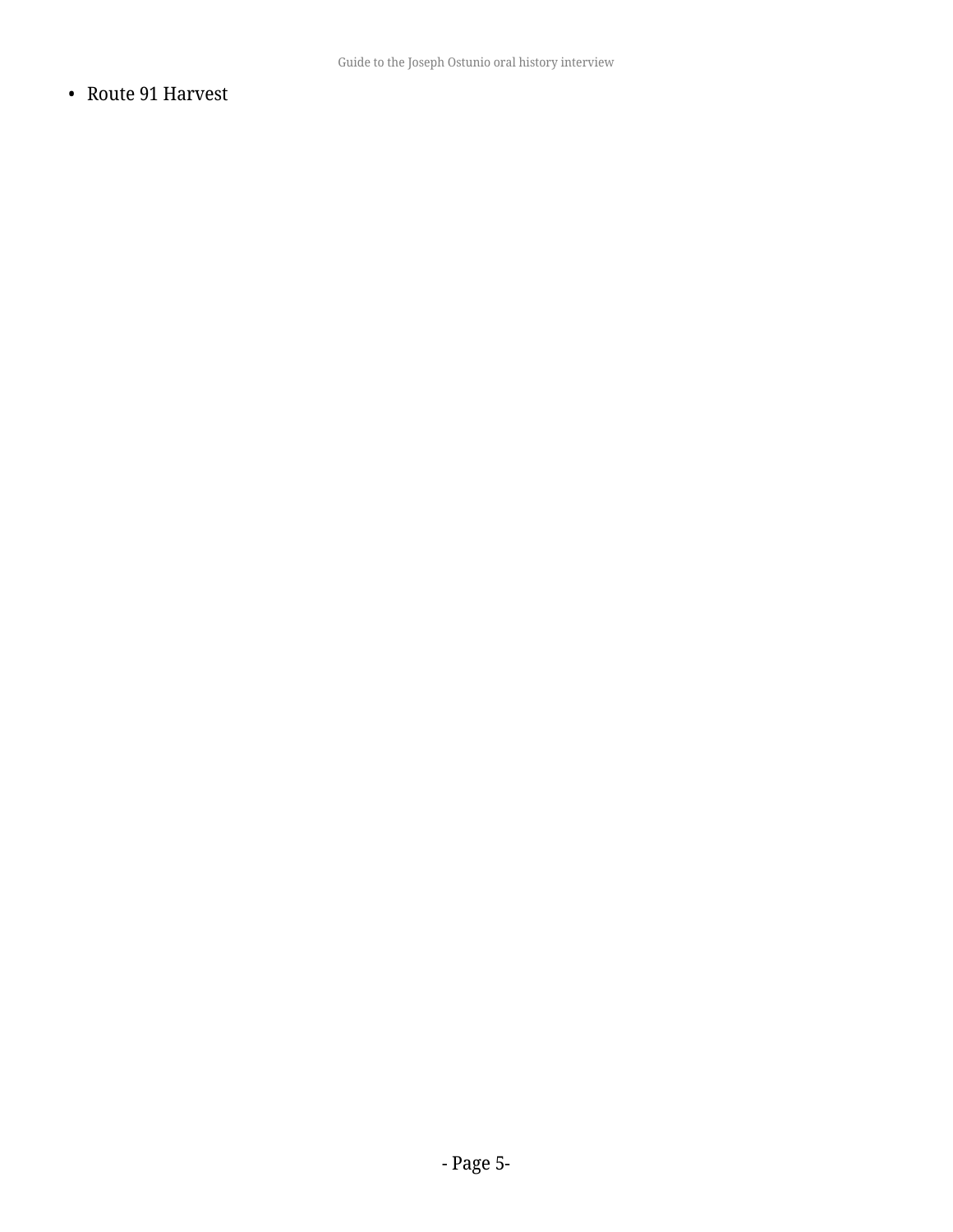- Route 91 Harvest